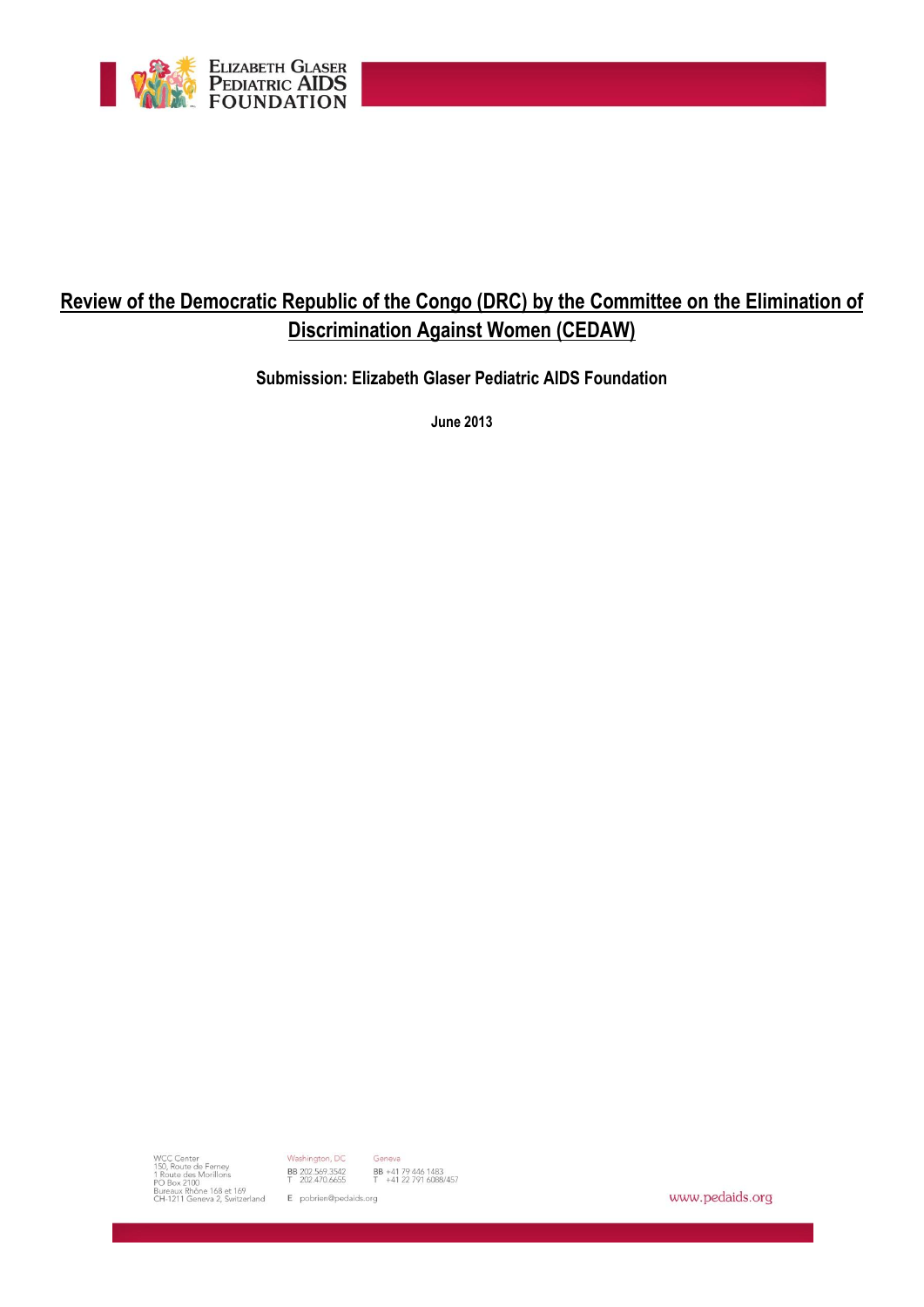# Review of the Democratic Republic of the Congo (DRC) by the Committee on the Elimination of Discrimination Against Women (CEDAW)

**Submission: Elizabeth Glaser Pediatric AIDS Foundation**

**June 2013**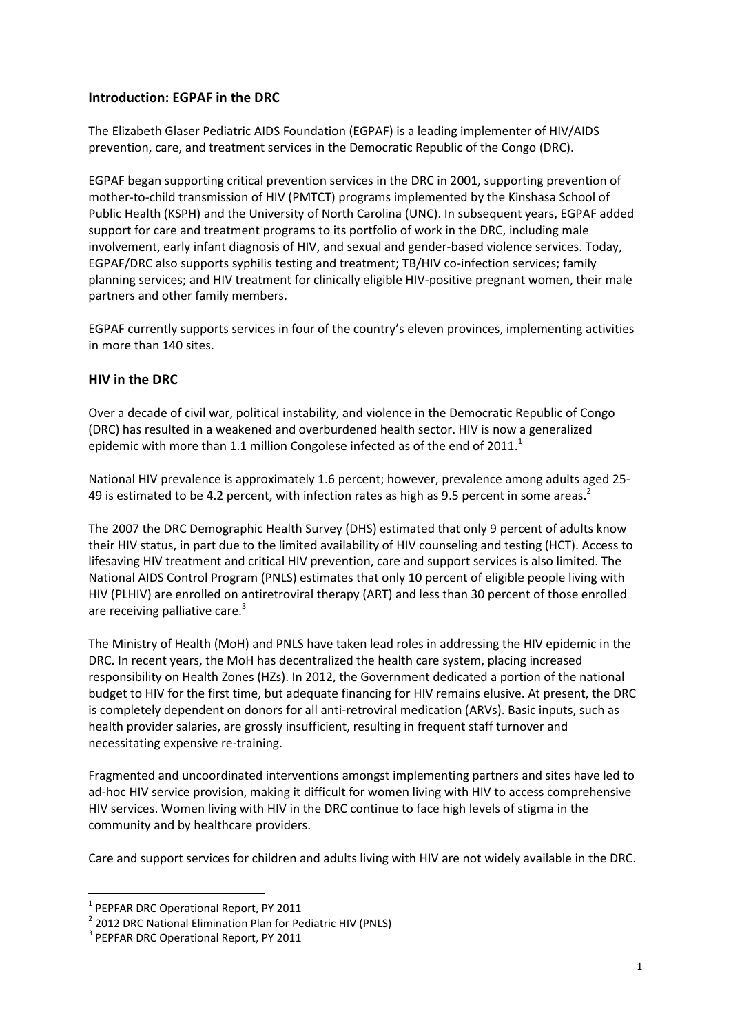## Introduction: EGPAF in the DRC

The Elizabeth Glaser Pediatric AIDS Foundation (EGPAF) is a leading implementer of HIV/AIDS prevention, care, and treatment services in the Democratic Republic of the Congo (DRC).

EGPAF began supporting critical prevention services in the DRC in 2001, supporting prevention of mother-to-child transmission of HIV (PMTCT) programs implemented by the Kinshasa School of Public Health (KSPH) and the University of North Carolina (UNC). In subsequent years, EGPAF added support for care and treatment programs to its portfolio of work in the DRC, including male involvement, early infant diagnosis of HIV, and sexual and gender-based violence services. Today, EGPAF/DRC also supports syphilis testing and treatment; TB/HIV co-infection services; family planning services; and HIV treatment for clinically eligible HIV-positive pregnant women, their male partners and other family members.

EGPAF currently supports services in four of the country's eleven provinces, implementing activities in more than 140 sites.

## HIV in the DRC

Over a decade of civil war, political instability, and violence in the Democratic Republic of Congo (DRC) has resulted in a weakened and overburdened health sector. HIV is now a generalized epidemic with more than 1.1 million Congolese infected as of the end of 2011.[1]

National HIV prevalence is approximately 1.6 percent; however, prevalence among adults aged 25-49 is estimated to be 4.2 percent, with infection rates as high as 9.5 percent in some areas.[2]

The 2007 the DRC Demographic Health Survey (DHS) estimated that only 9 percent of adults know their HIV status, in part due to the limited availability of HIV counseling and testing (HCT). Access to lifesaving HIV treatment and critical HIV prevention, care and support services is also limited. The National AIDS Control Program (PNLS) estimates that only 10 percent of eligible people living with HIV (PLHIV) are enrolled on antiretroviral therapy (ART) and less than 30 percent of those enrolled are receiving palliative care.[3]

The Ministry of Health (MoH) and PNLS have taken lead roles in addressing the HIV epidemic in the DRC. In recent years, the MoH has decentralized the health care system, placing increased responsibility on Health Zones (HZs). In 2012, the Government dedicated a portion of the national budget to HIV for the first time, but adequate financing for HIV remains elusive. At present, the DRC is completely dependent on donors for all anti-retroviral medication (ARVs). Basic inputs, such as health provider salaries, are grossly insufficient, resulting in frequent staff turnover and necessitating expensive re-training.

Fragmented and uncoordinated interventions amongst implementing partners and sites have led to ad-hoc HIV service provision, making it difficult for women living with HIV to access comprehensive HIV services. Women living with HIV in the DRC continue to face high levels of stigma in the community and by healthcare providers.

Care and support services for children and adults living with HIV are not widely available in the DRC.

---

[1] PEPFAR DRC Operational Report, PY 2011

[2] 2012 DRC National Elimination Plan for Pediatric HIV (PNLS)

[3] PEPFAR DRC Operational Report, PY 2011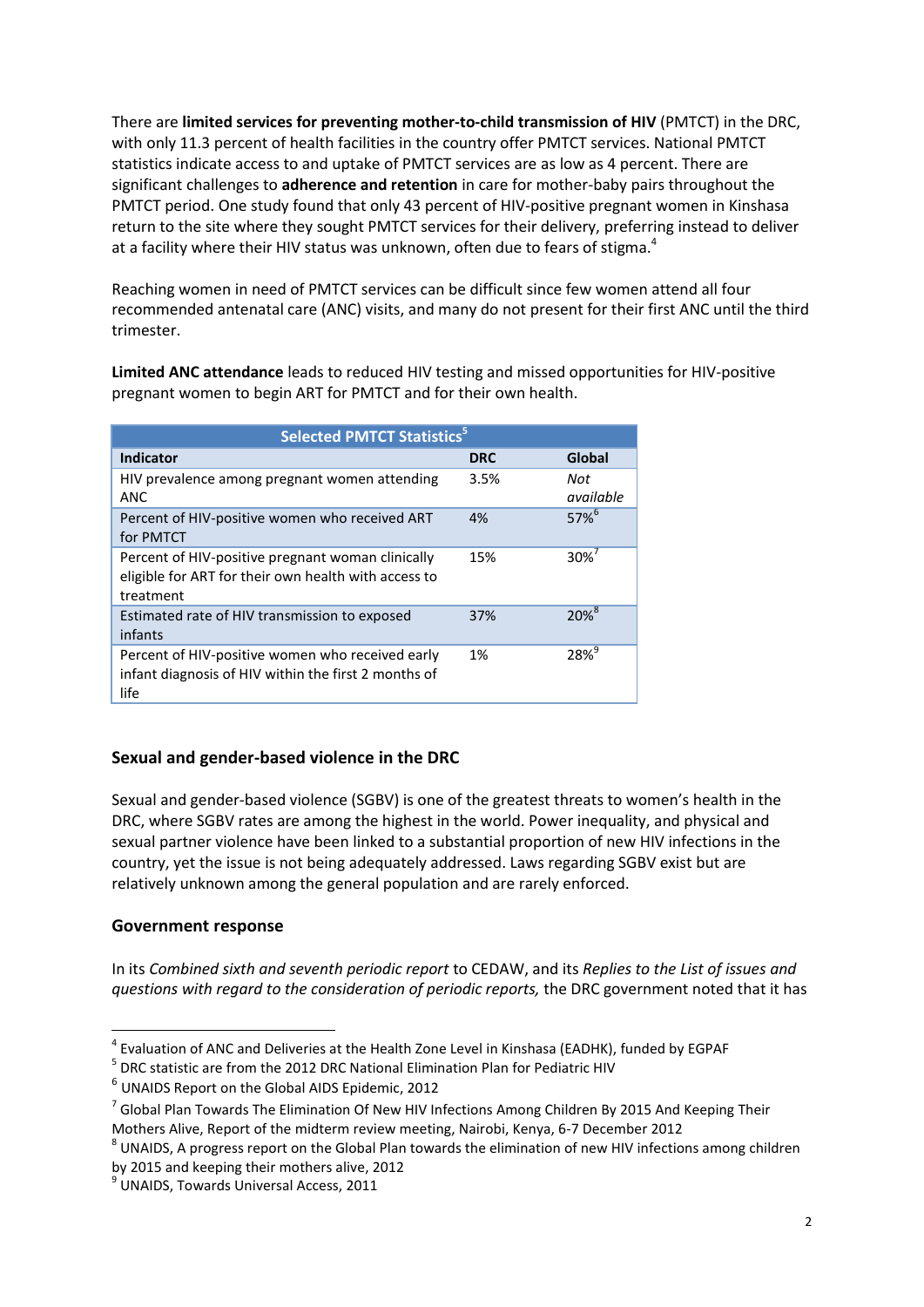There are **limited services for preventing mother-to-child transmission of HIV** (PMTCT) in the DRC, with only 11.3 percent of health facilities in the country offer PMTCT services. National PMTCT statistics indicate access to and uptake of PMTCT services are as low as 4 percent. There are significant challenges to **adherence and retention** in care for mother-baby pairs throughout the PMTCT period. One study found that only 43 percent of HIV-positive pregnant women in Kinshasa return to the site where they sought PMTCT services for their delivery, preferring instead to deliver at a facility where their HIV status was unknown, often due to fears of stigma.[4]

Reaching women in need of PMTCT services can be difficult since few women attend all four recommended antenatal care (ANC) visits, and many do not present for their first ANC until the third trimester.

**Limited ANC attendance** leads to reduced HIV testing and missed opportunities for HIV-positive pregnant women to begin ART for PMTCT and for their own health.

| Selected PMTCT Statistics[5] | | |
|---|---|---|
| **Indicator** | **DRC** | **Global** |
| HIV prevalence among pregnant women attending ANC | 3.5% | *Not available* |
| Percent of HIV-positive women who received ART for PMTCT | 4% | 57%[6] |
| Percent of HIV-positive pregnant woman clinically eligible for ART for their own health with access to treatment | 15% | 30%[7] |
| Estimated rate of HIV transmission to exposed infants | 37% | 20%[8] |
| Percent of HIV-positive women who received early infant diagnosis of HIV within the first 2 months of life | 1% | 28%[9] |

## Sexual and gender-based violence in the DRC

Sexual and gender-based violence (SGBV) is one of the greatest threats to women's health in the DRC, where SGBV rates are among the highest in the world. Power inequality, and physical and sexual partner violence have been linked to a substantial proportion of new HIV infections in the country, yet the issue is not being adequately addressed. Laws regarding SGBV exist but are relatively unknown among the general population and are rarely enforced.

## Government response

In its *Combined sixth and seventh periodic report* to CEDAW, and its *Replies to the List of issues and questions with regard to the consideration of periodic reports,* the DRC government noted that it has

---

[4] Evaluation of ANC and Deliveries at the Health Zone Level in Kinshasa (EADHK), funded by EGPAF

[5] DRC statistic are from the 2012 DRC National Elimination Plan for Pediatric HIV

[6] UNAIDS Report on the Global AIDS Epidemic, 2012

[7] Global Plan Towards The Elimination Of New HIV Infections Among Children By 2015 And Keeping Their Mothers Alive, Report of the midterm review meeting, Nairobi, Kenya, 6-7 December 2012

[8] UNAIDS, A progress report on the Global Plan towards the elimination of new HIV infections among children by 2015 and keeping their mothers alive, 2012

[9] UNAIDS, Towards Universal Access, 2011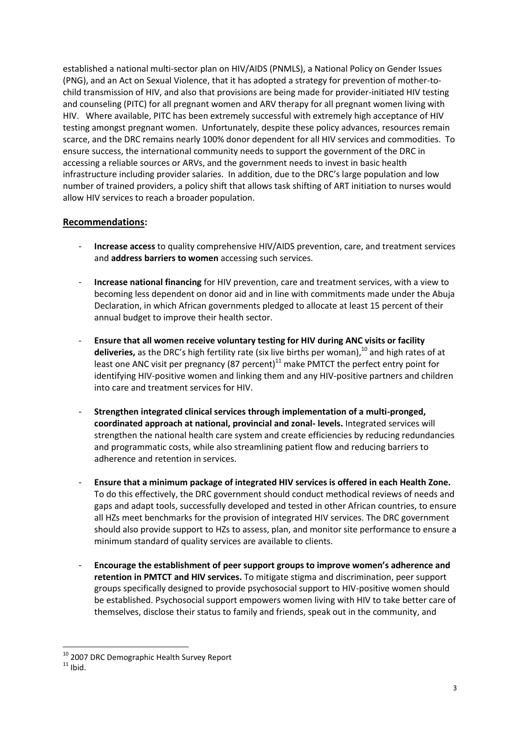established a national multi-sector plan on HIV/AIDS (PNMLS), a National Policy on Gender Issues (PNG), and an Act on Sexual Violence, that it has adopted a strategy for prevention of mother-to-child transmission of HIV, and also that provisions are being made for provider-initiated HIV testing and counseling (PITC) for all pregnant women and ARV therapy for all pregnant women living with HIV. Where available, PITC has been extremely successful with extremely high acceptance of HIV testing amongst pregnant women. Unfortunately, despite these policy advances, resources remain scarce, and the DRC remains nearly 100% donor dependent for all HIV services and commodities. To ensure success, the international community needs to support the government of the DRC in accessing a reliable sources or ARVs, and the government needs to invest in basic health infrastructure including provider salaries. In addition, due to the DRC's large population and low number of trained providers, a policy shift that allows task shifting of ART initiation to nurses would allow HIV services to reach a broader population.

## Recommendations:

- **Increase access** to quality comprehensive HIV/AIDS prevention, care, and treatment services and **address barriers to women** accessing such services.

- **Increase national financing** for HIV prevention, care and treatment services, with a view to becoming less dependent on donor aid and in line with commitments made under the Abuja Declaration, in which African governments pledged to allocate at least 15 percent of their annual budget to improve their health sector.

- **Ensure that all women receive voluntary testing for HIV during ANC visits or facility deliveries,** as the DRC's high fertility rate (six live births per woman),[10] and high rates of at least one ANC visit per pregnancy (87 percent)[11] make PMTCT the perfect entry point for identifying HIV-positive women and linking them and any HIV-positive partners and children into care and treatment services for HIV.

- **Strengthen integrated clinical services through implementation of a multi-pronged, coordinated approach at national, provincial and zonal- levels.** Integrated services will strengthen the national health care system and create efficiencies by reducing redundancies and programmatic costs, while also streamlining patient flow and reducing barriers to adherence and retention in services.

- **Ensure that a minimum package of integrated HIV services is offered in each Health Zone.** To do this effectively, the DRC government should conduct methodical reviews of needs and gaps and adapt tools, successfully developed and tested in other African countries, to ensure all HZs meet benchmarks for the provision of integrated HIV services. The DRC government should also provide support to HZs to assess, plan, and monitor site performance to ensure a minimum standard of quality services are available to clients.

- **Encourage the establishment of peer support groups to improve women's adherence and retention in PMTCT and HIV services.** To mitigate stigma and discrimination, peer support groups specifically designed to provide psychosocial support to HIV-positive women should be established. Psychosocial support empowers women living with HIV to take better care of themselves, disclose their status to family and friends, speak out in the community, and

---

[10] 2007 DRC Demographic Health Survey Report

[11] Ibid.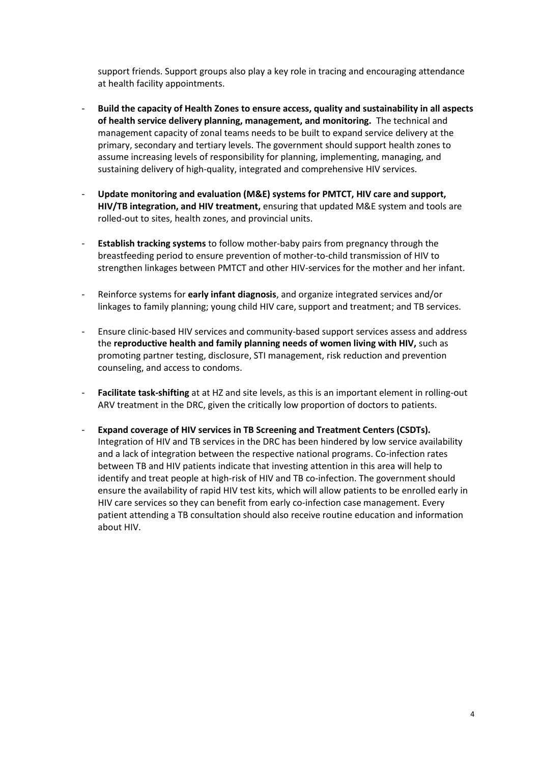support friends. Support groups also play a key role in tracing and encouraging attendance at health facility appointments.

- **Build the capacity of Health Zones to ensure access, quality and sustainability in all aspects of health service delivery planning, management, and monitoring.** The technical and management capacity of zonal teams needs to be built to expand service delivery at the primary, secondary and tertiary levels. The government should support health zones to assume increasing levels of responsibility for planning, implementing, managing, and sustaining delivery of high-quality, integrated and comprehensive HIV services.

- **Update monitoring and evaluation (M&E) systems for PMTCT, HIV care and support, HIV/TB integration, and HIV treatment,** ensuring that updated M&E system and tools are rolled-out to sites, health zones, and provincial units.

- **Establish tracking systems** to follow mother-baby pairs from pregnancy through the breastfeeding period to ensure prevention of mother-to-child transmission of HIV to strengthen linkages between PMTCT and other HIV-services for the mother and her infant.

- Reinforce systems for **early infant diagnosis**, and organize integrated services and/or linkages to family planning; young child HIV care, support and treatment; and TB services.

- Ensure clinic-based HIV services and community-based support services assess and address the **reproductive health and family planning needs of women living with HIV,** such as promoting partner testing, disclosure, STI management, risk reduction and prevention counseling, and access to condoms.

- **Facilitate task-shifting** at at HZ and site levels, as this is an important element in rolling-out ARV treatment in the DRC, given the critically low proportion of doctors to patients.

- **Expand coverage of HIV services in TB Screening and Treatment Centers (CSDTs).** Integration of HIV and TB services in the DRC has been hindered by low service availability and a lack of integration between the respective national programs. Co-infection rates between TB and HIV patients indicate that investing attention in this area will help to identify and treat people at high-risk of HIV and TB co-infection. The government should ensure the availability of rapid HIV test kits, which will allow patients to be enrolled early in HIV care services so they can benefit from early co-infection case management. Every patient attending a TB consultation should also receive routine education and information about HIV.